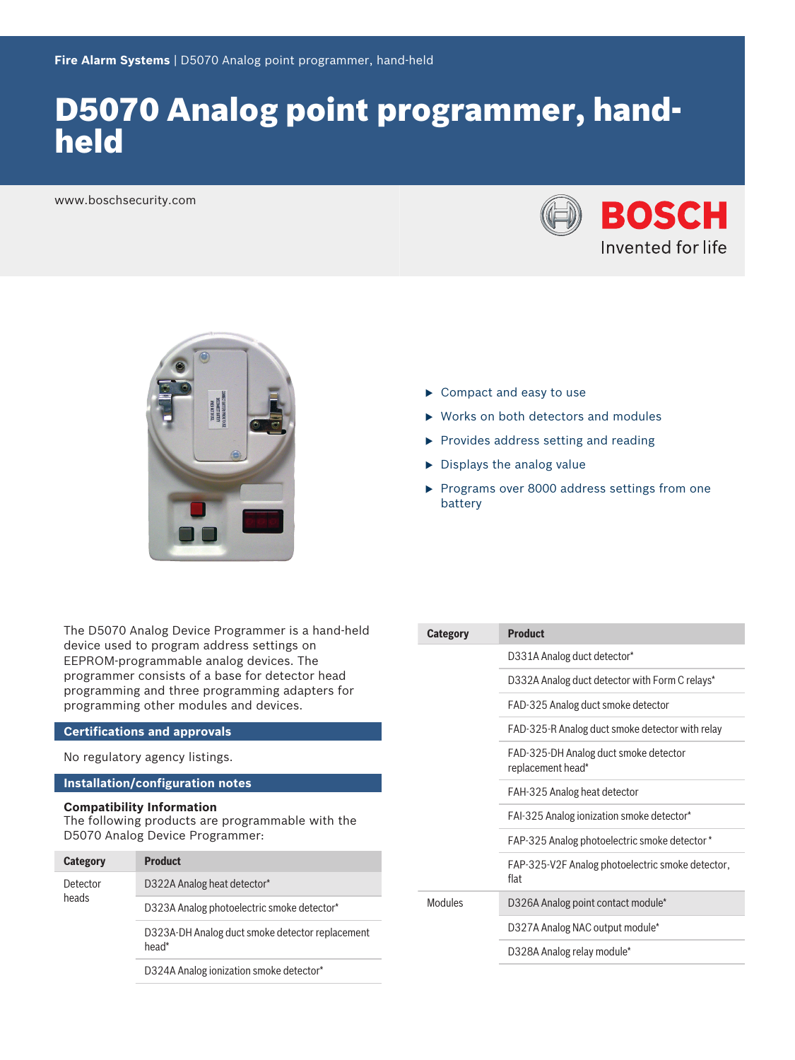Fire Alarm Systems | D5070 Analog point programmer, hand-held

# D5070 Analog point programmer, hand-held

www.boschsecurity.com

- Compact and easy to use
- Works on both detectors and modules
- Provides address setting and reading
- Displays the analog value
- Programs over 8000 address settings from one battery

The D5070 Analog Device Programmer is a hand-held device used to program address settings on EEPROM-programmable analog devices. The programmer consists of a base for detector head programming and three programming adapters for programming other modules and devices.

## Certifications and approvals

No regulatory agency listings.

## Installation/configuration notes

**Compatibility Information**
The following products are programmable with the D5070 Analog Device Programmer:

| Category | Product |
| --- | --- |
| Detector heads | D322A Analog heat detector* |
| | D323A Analog photoelectric smoke detector* |
| | D323A-DH Analog duct smoke detector replacement head* |
| | D324A Analog ionization smoke detector* |
| | D331A Analog duct detector* |
| | D332A Analog duct detector with Form C relays* |
| | FAD-325 Analog duct smoke detector |
| | FAD-325-R Analog duct smoke detector with relay |
| | FAD-325-DH Analog duct smoke detector replacement head* |
| | FAH-325 Analog heat detector |
| | FAI-325 Analog ionization smoke detector* |
| | FAP-325 Analog photoelectric smoke detector * |
| | FAP-325-V2F Analog photoelectric smoke detector, flat |
| Modules | D326A Analog point contact module* |
| | D327A Analog NAC output module* |
| | D328A Analog relay module* |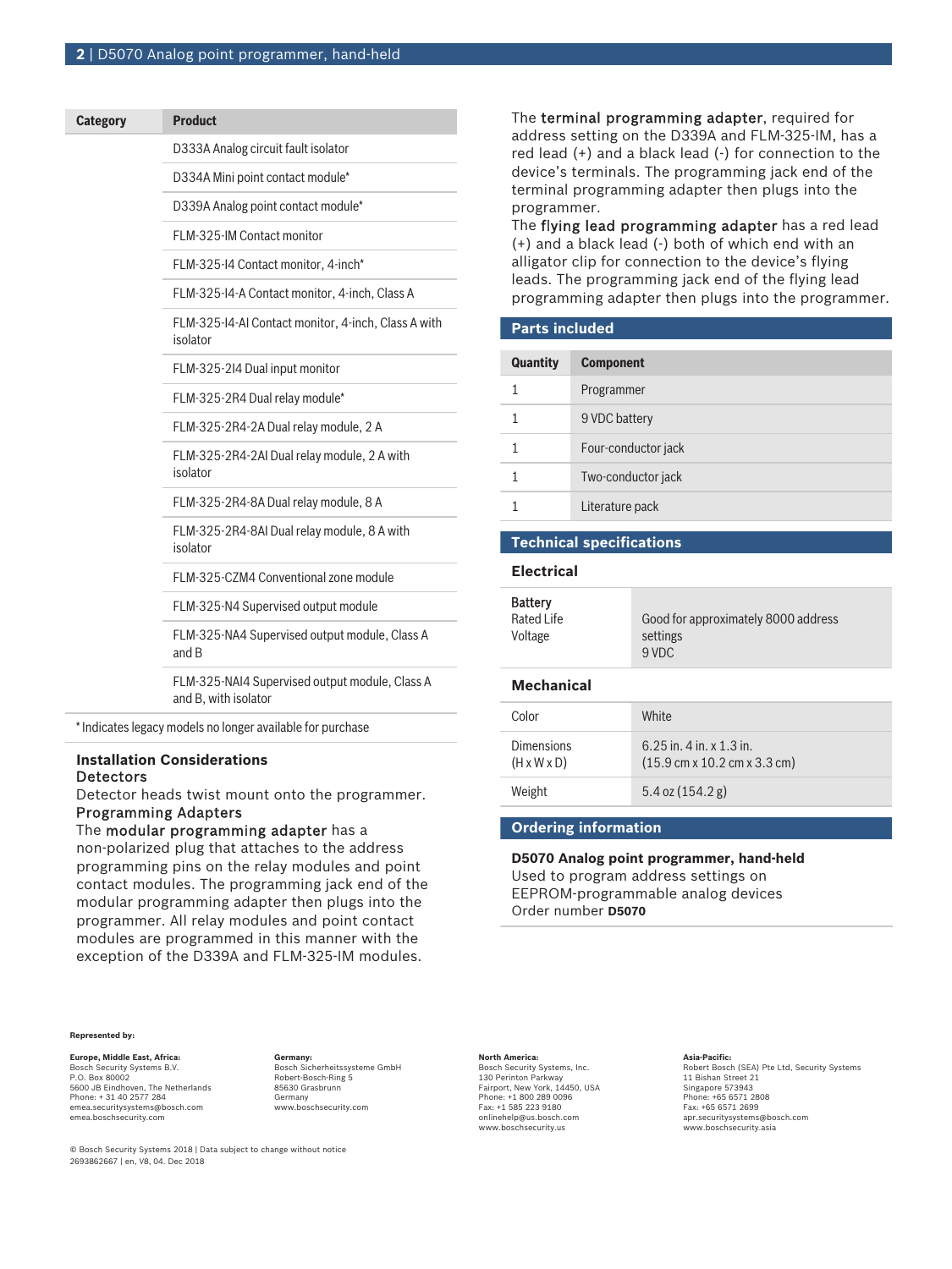| Category | Product |
|---|---|
| | D333A Analog circuit fault isolator |
| | D334A Mini point contact module* |
| | D339A Analog point contact module* |
| | FLM-325-IM Contact monitor |
| | FLM-325-I4 Contact monitor, 4-inch* |
| | FLM-325-I4-A Contact monitor, 4-inch, Class A |
| | FLM-325-I4-AI Contact monitor, 4-inch, Class A with isolator |
| | FLM-325-2I4 Dual input monitor |
| | FLM-325-2R4 Dual relay module* |
| | FLM-325-2R4-2A Dual relay module, 2 A |
| | FLM-325-2R4-2AI Dual relay module, 2 A with isolator |
| | FLM-325-2R4-8A Dual relay module, 8 A |
| | FLM-325-2R4-8AI Dual relay module, 8 A with isolator |
| | FLM-325-CZM4 Conventional zone module |
| | FLM-325-N4 Supervised output module |
| | FLM-325-NA4 Supervised output module, Class A and B |
| | FLM-325-NAI4 Supervised output module, Class A and B, with isolator |

* Indicates legacy models no longer available for purchase

**Installation Considerations**

**Detectors**

Detector heads twist mount onto the programmer.

**Programming Adapters**

The **modular programming adapter** has a non-polarized plug that attaches to the address programming pins on the relay modules and point contact modules. The programming jack end of the modular programming adapter then plugs into the programmer. All relay modules and point contact modules are programmed in this manner with the exception of the D339A and FLM-325-IM modules.

The **terminal programming adapter**, required for address setting on the D339A and FLM-325-IM, has a red lead (+) and a black lead (-) for connection to the device's terminals. The programming jack end of the terminal programming adapter then plugs into the programmer.

The **flying lead programming adapter** has a red lead (+) and a black lead (-) both of which end with an alligator clip for connection to the device's flying leads. The programming jack end of the flying lead programming adapter then plugs into the programmer.

## Parts included

| Quantity | Component |
|---|---|
| 1 | Programmer |
| 1 | 9 VDC battery |
| 1 | Four-conductor jack |
| 1 | Two-conductor jack |
| 1 | Literature pack |

## Technical specifications

### Electrical

| | |
|---|---|
| **Battery**<br>Rated Life<br>Voltage | <br>Good for approximately 8000 address settings<br>9 VDC |

### Mechanical

| | |
|---|---|
| Color | White |
| Dimensions (H x W x D) | 6.25 in. 4 in. x 1.3 in. (15.9 cm x 10.2 cm x 3.3 cm) |
| Weight | 5.4 oz (154.2 g) |

## Ordering information

**D5070 Analog point programmer, hand-held**

Used to program address settings on EEPROM-programmable analog devices

Order number **D5070**

**Represented by:**

**Europe, Middle East, Africa:**
Bosch Security Systems B.V.
P.O. Box 80002
5600 JB Eindhoven, The Netherlands
Phone: + 31 40 2577 284
emea.securitysystems@bosch.com
emea.boschsecurity.com

**Germany:**
Bosch Sicherheitssysteme GmbH
Robert-Bosch-Ring 5
85630 Grasbrunn
Germany
www.boschsecurity.com

**North America:**
Bosch Security Systems, Inc.
130 Perinton Parkway
Fairport, New York, 14450, USA
Phone: +1 800 289 0096
Fax: +1 585 223 9180
onlinehelp@us.bosch.com
www.boschsecurity.us

**Asia-Pacific:**
Robert Bosch (SEA) Pte Ltd, Security Systems
11 Bishan Street 21
Singapore 573943
Phone: +65 6571 2808
Fax: +65 6571 2699
apr.securitysystems@bosch.com
www.boschsecurity.asia

© Bosch Security Systems 2018 | Data subject to change without notice
2693862667 | en, V8, 04. Dec 2018